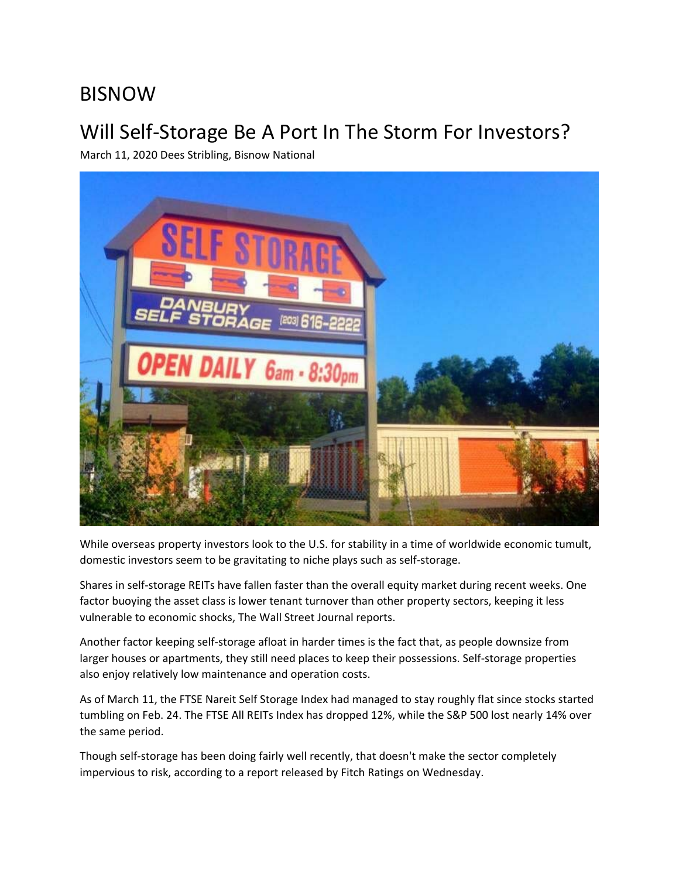BISNOW

# Will Self-Storage Be A Port In The Storm For Investors?

March 11, 2020 Dees Stribling, Bisnow National

While overseas property investors look to the U.S. for stability in a time of worldwide economic tumult, domestic investors seem to be gravitating to niche plays such as self-storage.

Shares in self-storage REITs have fallen faster than the overall equity market during recent weeks. One factor buoying the asset class is lower tenant turnover than other property sectors, keeping it less vulnerable to economic shocks, The Wall Street Journal reports.

Another factor keeping self-storage afloat in harder times is the fact that, as people downsize from larger houses or apartments, they still need places to keep their possessions. Self-storage properties also enjoy relatively low maintenance and operation costs.

As of March 11, the FTSE Nareit Self Storage Index had managed to stay roughly flat since stocks started tumbling on Feb. 24. The FTSE All REITs Index has dropped 12%, while the S&P 500 lost nearly 14% over the same period.

Though self-storage has been doing fairly well recently, that doesn't make the sector completely impervious to risk, according to a report released by Fitch Ratings on Wednesday.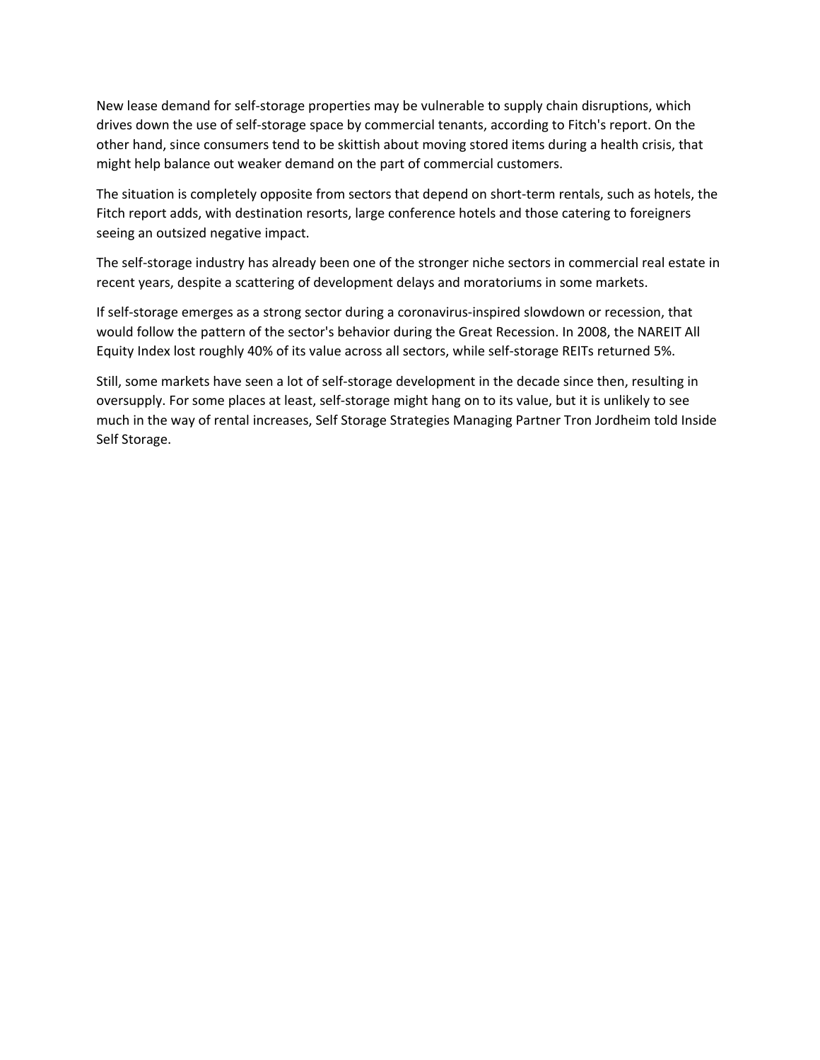New lease demand for self-storage properties may be vulnerable to supply chain disruptions, which drives down the use of self-storage space by commercial tenants, according to Fitch's report. On the other hand, since consumers tend to be skittish about moving stored items during a health crisis, that might help balance out weaker demand on the part of commercial customers.

The situation is completely opposite from sectors that depend on short-term rentals, such as hotels, the Fitch report adds, with destination resorts, large conference hotels and those catering to foreigners seeing an outsized negative impact.

The self-storage industry has already been one of the stronger niche sectors in commercial real estate in recent years, despite a scattering of development delays and moratoriums in some markets.

If self-storage emerges as a strong sector during a coronavirus-inspired slowdown or recession, that would follow the pattern of the sector's behavior during the Great Recession. In 2008, the NAREIT All Equity Index lost roughly 40% of its value across all sectors, while self-storage REITs returned 5%.

Still, some markets have seen a lot of self-storage development in the decade since then, resulting in oversupply. For some places at least, self-storage might hang on to its value, but it is unlikely to see much in the way of rental increases, Self Storage Strategies Managing Partner Tron Jordheim told Inside Self Storage.